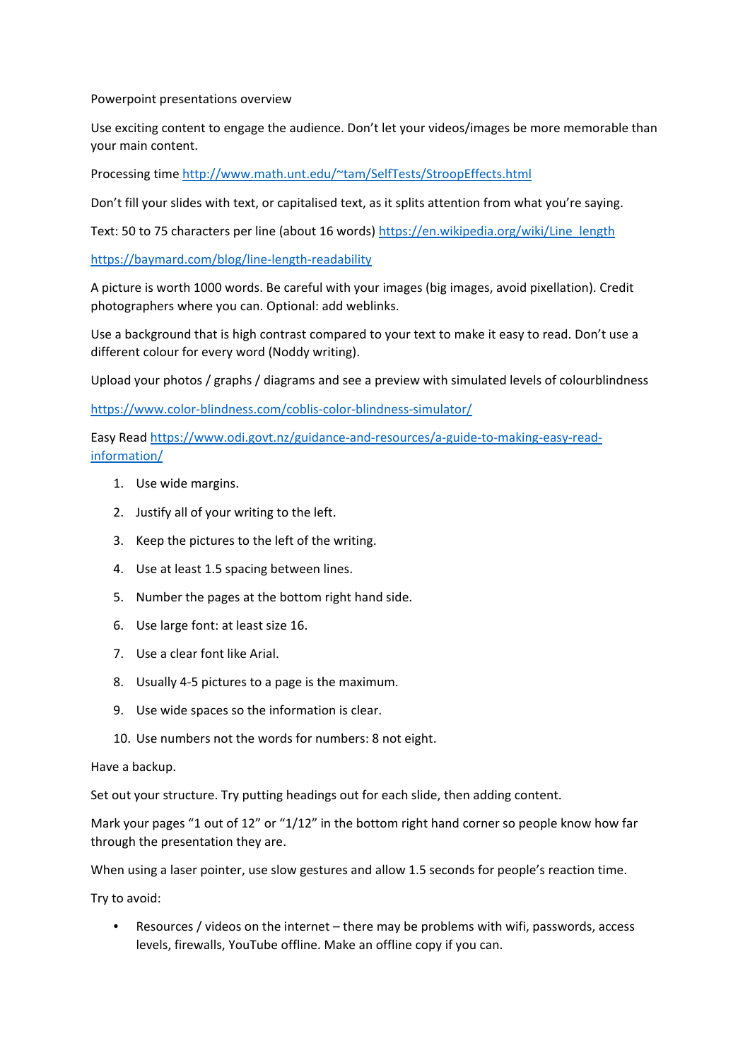Powerpoint presentations overview

Use exciting content to engage the audience. Don't let your videos/images be more memorable than your main content.

Processing time [http://www.math.unt.edu/~tam/SelfTests/StroopEffects.html](http://www.math.unt.edu/~tam/SelfTests/StroopEffects.html)

Don't fill your slides with text, or capitalised text, as it splits attention from what you're saying.

Text: 50 to 75 characters per line (about 16 words) [https://en.wikipedia.org/wiki/Line_length](https://en.wikipedia.org/wiki/Line_length)

[https://baymard.com/blog/line-length-readability](https://baymard.com/blog/line-length-readability)

A picture is worth 1000 words. Be careful with your images (big images, avoid pixellation). Credit photographers where you can. Optional: add weblinks.

Use a background that is high contrast compared to your text to make it easy to read. Don't use a different colour for every word (Noddy writing).

Upload your photos / graphs / diagrams and see a preview with simulated levels of colourblindness

[https://www.color-blindness.com/coblis-color-blindness-simulator/](https://www.color-blindness.com/coblis-color-blindness-simulator/)

Easy Read [https://www.odi.govt.nz/guidance-and-resources/a-guide-to-making-easy-read-information/](https://www.odi.govt.nz/guidance-and-resources/a-guide-to-making-easy-read-information/)

1. Use wide margins.
2. Justify all of your writing to the left.
3. Keep the pictures to the left of the writing.
4. Use at least 1.5 spacing between lines.
5. Number the pages at the bottom right hand side.
6. Use large font: at least size 16.
7. Use a clear font like Arial.
8. Usually 4-5 pictures to a page is the maximum.
9. Use wide spaces so the information is clear.
10. Use numbers not the words for numbers: 8 not eight.

Have a backup.

Set out your structure. Try putting headings out for each slide, then adding content.

Mark your pages "1 out of 12" or "1/12" in the bottom right hand corner so people know how far through the presentation they are.

When using a laser pointer, use slow gestures and allow 1.5 seconds for people's reaction time.

Try to avoid:

- Resources / videos on the internet – there may be problems with wifi, passwords, access levels, firewalls, YouTube offline. Make an offline copy if you can.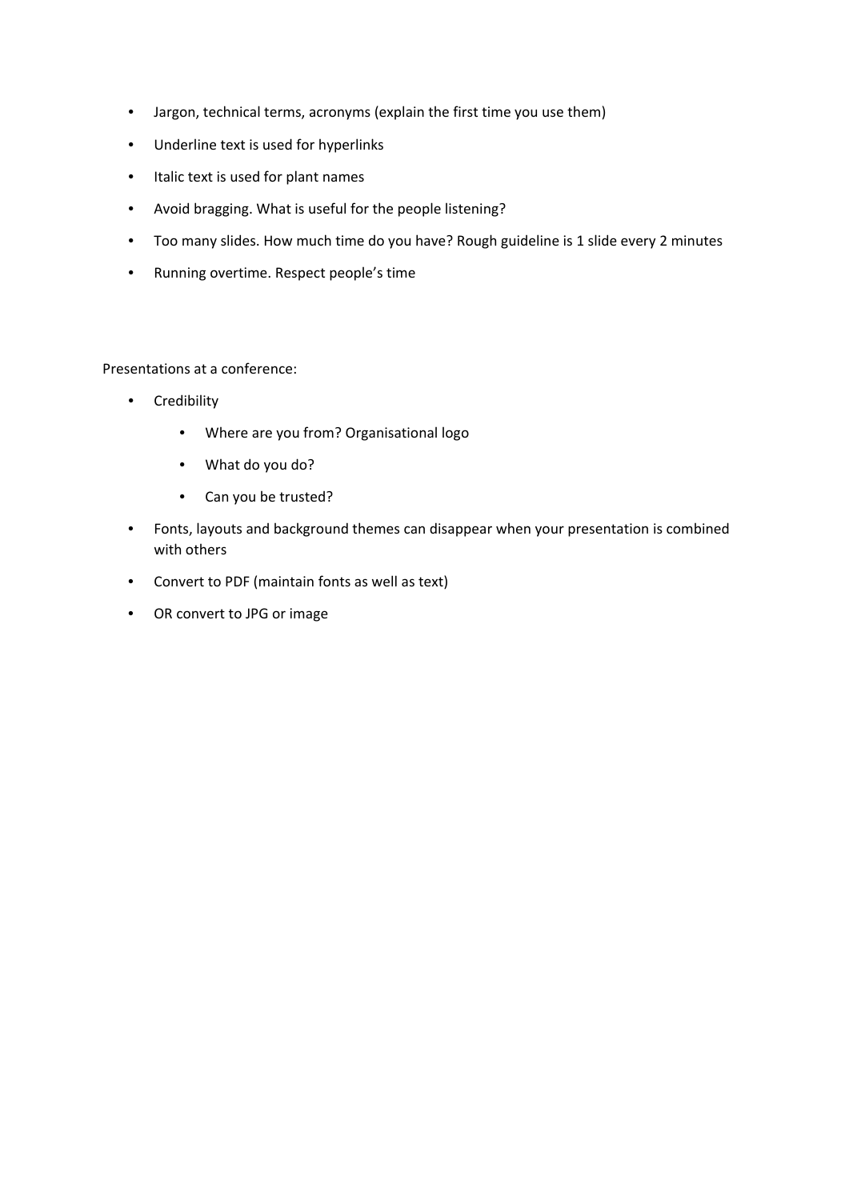- Jargon, technical terms, acronyms (explain the first time you use them)
- Underline text is used for hyperlinks
- Italic text is used for plant names
- Avoid bragging. What is useful for the people listening?
- Too many slides. How much time do you have? Rough guideline is 1 slide every 2 minutes
- Running overtime. Respect people's time

Presentations at a conference:

- Credibility
  - Where are you from? Organisational logo
  - What do you do?
  - Can you be trusted?
- Fonts, layouts and background themes can disappear when your presentation is combined with others
- Convert to PDF (maintain fonts as well as text)
- OR convert to JPG or image